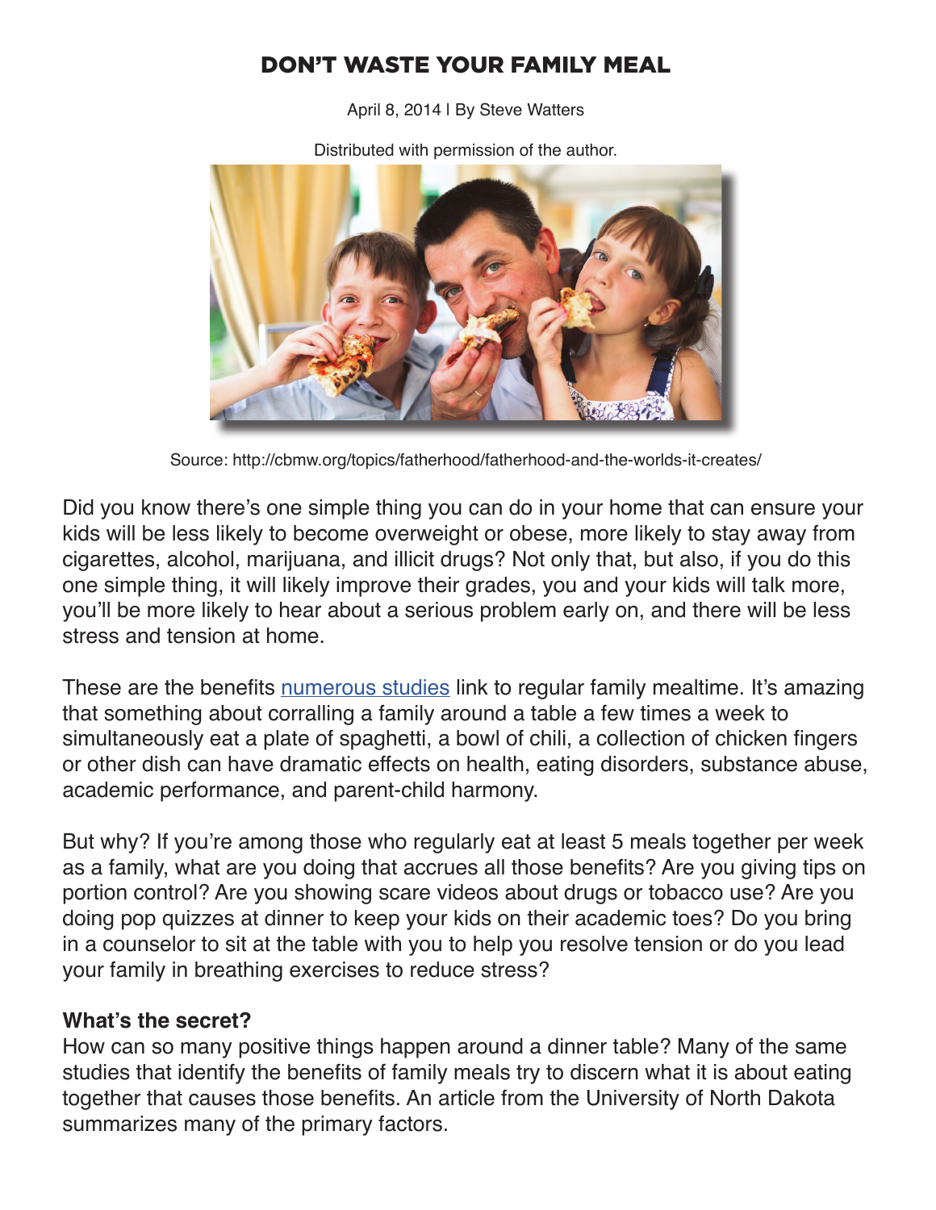# DON'T WASTE YOUR FAMILY MEAL

April 8, 2014 | By Steve Watters

Distributed with permission of the author.

Source: http://cbmw.org/topics/fatherhood/fatherhood-and-the-worlds-it-creates/

Did you know there's one simple thing you can do in your home that can ensure your kids will be less likely to become overweight or obese, more likely to stay away from cigarettes, alcohol, marijuana, and illicit drugs? Not only that, but also, if you do this one simple thing, it will likely improve their grades, you and your kids will talk more, you'll be more likely to hear about a serious problem early on, and there will be less stress and tension at home.

These are the benefits numerous studies link to regular family mealtime. It's amazing that something about corralling a family around a table a few times a week to simultaneously eat a plate of spaghetti, a bowl of chili, a collection of chicken fingers or other dish can have dramatic effects on health, eating disorders, substance abuse, academic performance, and parent-child harmony.

But why? If you're among those who regularly eat at least 5 meals together per week as a family, what are you doing that accrues all those benefits? Are you giving tips on portion control? Are you showing scare videos about drugs or tobacco use? Are you doing pop quizzes at dinner to keep your kids on their academic toes? Do you bring in a counselor to sit at the table with you to help you resolve tension or do you lead your family in breathing exercises to reduce stress?

**What's the secret?**

How can so many positive things happen around a dinner table? Many of the same studies that identify the benefits of family meals try to discern what it is about eating together that causes those benefits. An article from the University of North Dakota summarizes many of the primary factors.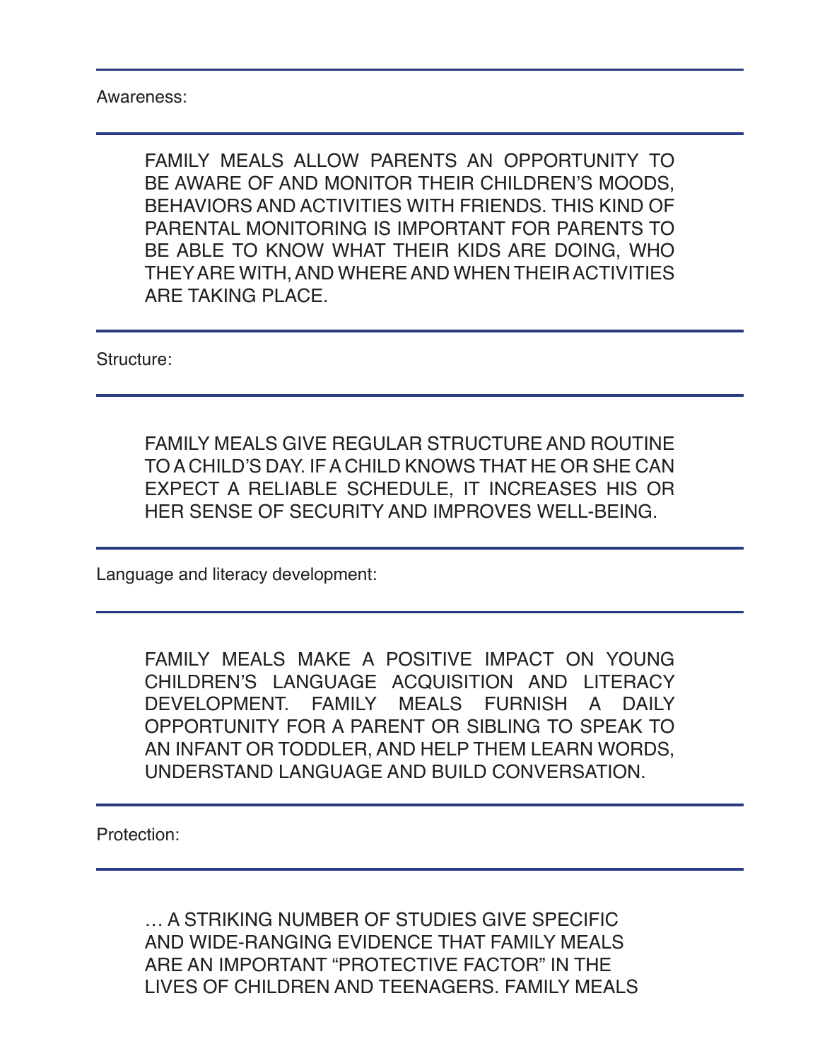Awareness:

FAMILY MEALS ALLOW PARENTS AN OPPORTUNITY TO BE AWARE OF AND MONITOR THEIR CHILDREN'S MOODS, BEHAVIORS AND ACTIVITIES WITH FRIENDS. THIS KIND OF PARENTAL MONITORING IS IMPORTANT FOR PARENTS TO BE ABLE TO KNOW WHAT THEIR KIDS ARE DOING, WHO THEY ARE WITH, AND WHERE AND WHEN THEIR ACTIVITIES ARE TAKING PLACE.

Structure:

FAMILY MEALS GIVE REGULAR STRUCTURE AND ROUTINE TO A CHILD'S DAY. IF A CHILD KNOWS THAT HE OR SHE CAN EXPECT A RELIABLE SCHEDULE, IT INCREASES HIS OR HER SENSE OF SECURITY AND IMPROVES WELL-BEING.

Language and literacy development:

FAMILY MEALS MAKE A POSITIVE IMPACT ON YOUNG CHILDREN'S LANGUAGE ACQUISITION AND LITERACY DEVELOPMENT. FAMILY MEALS FURNISH A DAILY OPPORTUNITY FOR A PARENT OR SIBLING TO SPEAK TO AN INFANT OR TODDLER, AND HELP THEM LEARN WORDS, UNDERSTAND LANGUAGE AND BUILD CONVERSATION.

Protection:

… A STRIKING NUMBER OF STUDIES GIVE SPECIFIC AND WIDE-RANGING EVIDENCE THAT FAMILY MEALS ARE AN IMPORTANT "PROTECTIVE FACTOR" IN THE LIVES OF CHILDREN AND TEENAGERS. FAMILY MEALS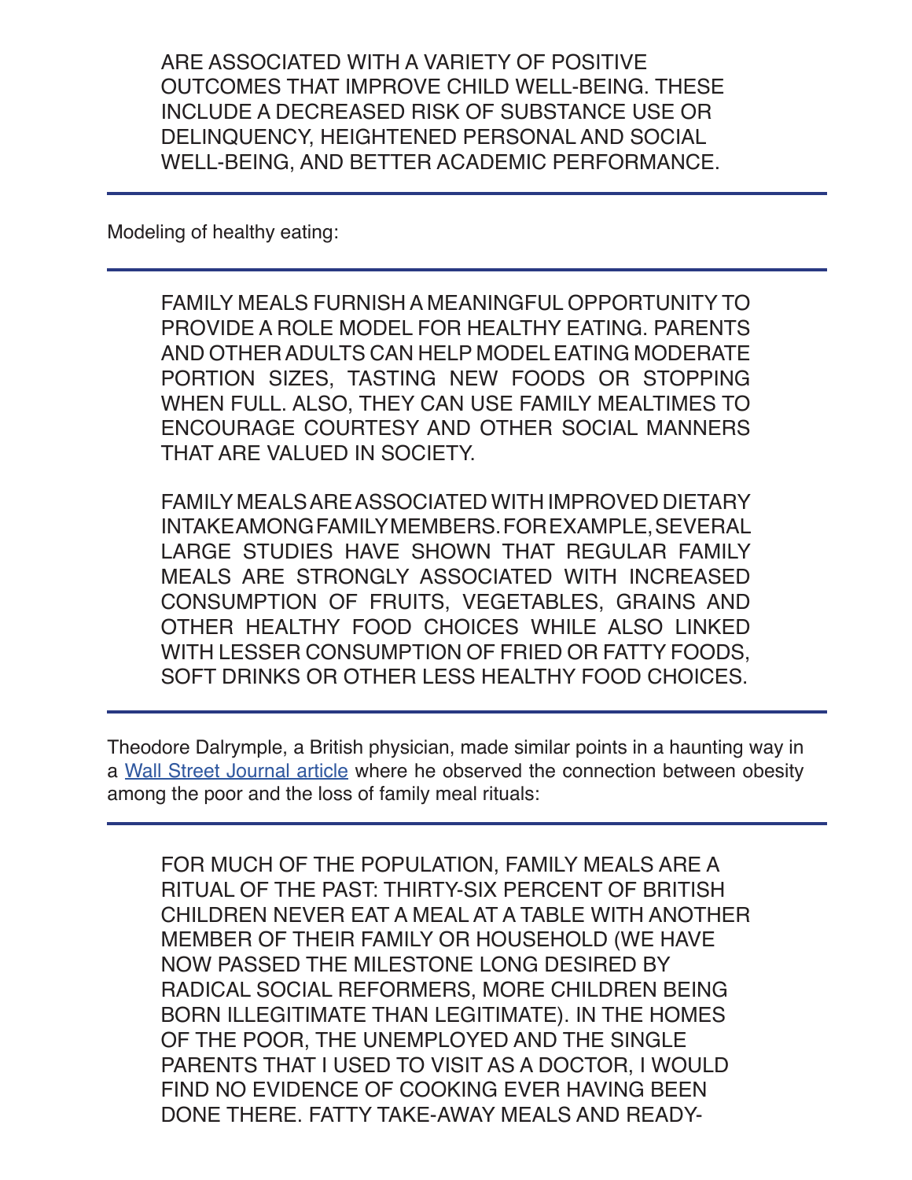ARE ASSOCIATED WITH A VARIETY OF POSITIVE OUTCOMES THAT IMPROVE CHILD WELL-BEING. THESE INCLUDE A DECREASED RISK OF SUBSTANCE USE OR DELINQUENCY, HEIGHTENED PERSONAL AND SOCIAL WELL-BEING, AND BETTER ACADEMIC PERFORMANCE.

---

Modeling of healthy eating:

---

> FAMILY MEALS FURNISH A MEANINGFUL OPPORTUNITY TO PROVIDE A ROLE MODEL FOR HEALTHY EATING. PARENTS AND OTHER ADULTS CAN HELP MODEL EATING MODERATE PORTION SIZES, TASTING NEW FOODS OR STOPPING WHEN FULL. ALSO, THEY CAN USE FAMILY MEALTIMES TO ENCOURAGE COURTESY AND OTHER SOCIAL MANNERS THAT ARE VALUED IN SOCIETY.
>
> FAMILY MEALS ARE ASSOCIATED WITH IMPROVED DIETARY INTAKE AMONG FAMILY MEMBERS. FOR EXAMPLE, SEVERAL LARGE STUDIES HAVE SHOWN THAT REGULAR FAMILY MEALS ARE STRONGLY ASSOCIATED WITH INCREASED CONSUMPTION OF FRUITS, VEGETABLES, GRAINS AND OTHER HEALTHY FOOD CHOICES WHILE ALSO LINKED WITH LESSER CONSUMPTION OF FRIED OR FATTY FOODS, SOFT DRINKS OR OTHER LESS HEALTHY FOOD CHOICES.

---

Theodore Dalrymple, a British physician, made similar points in a haunting way in a [Wall Street Journal article]() where he observed the connection between obesity among the poor and the loss of family meal rituals:

---

> FOR MUCH OF THE POPULATION, FAMILY MEALS ARE A RITUAL OF THE PAST: THIRTY-SIX PERCENT OF BRITISH CHILDREN NEVER EAT A MEAL AT A TABLE WITH ANOTHER MEMBER OF THEIR FAMILY OR HOUSEHOLD (WE HAVE NOW PASSED THE MILESTONE LONG DESIRED BY RADICAL SOCIAL REFORMERS, MORE CHILDREN BEING BORN ILLEGITIMATE THAN LEGITIMATE). IN THE HOMES OF THE POOR, THE UNEMPLOYED AND THE SINGLE PARENTS THAT I USED TO VISIT AS A DOCTOR, I WOULD FIND NO EVIDENCE OF COOKING EVER HAVING BEEN DONE THERE. FATTY TAKE-AWAY MEALS AND READY-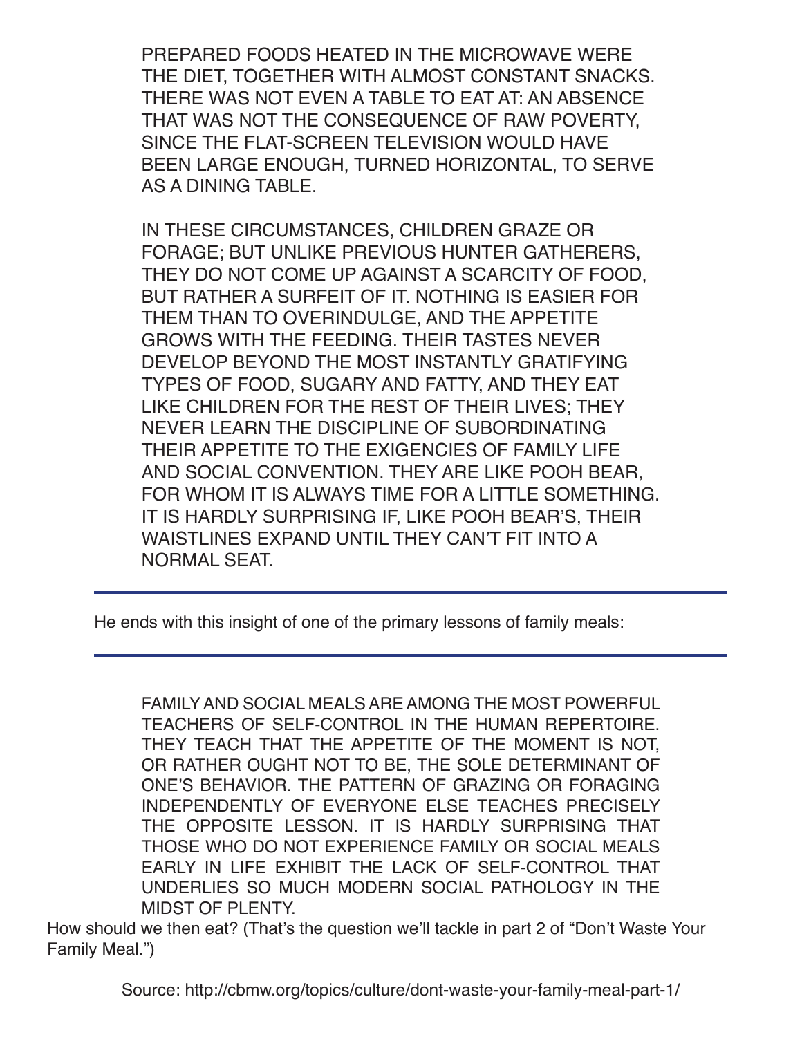> PREPARED FOODS HEATED IN THE MICROWAVE WERE THE DIET, TOGETHER WITH ALMOST CONSTANT SNACKS. THERE WAS NOT EVEN A TABLE TO EAT AT: AN ABSENCE THAT WAS NOT THE CONSEQUENCE OF RAW POVERTY, SINCE THE FLAT-SCREEN TELEVISION WOULD HAVE BEEN LARGE ENOUGH, TURNED HORIZONTAL, TO SERVE AS A DINING TABLE.
>
> IN THESE CIRCUMSTANCES, CHILDREN GRAZE OR FORAGE; BUT UNLIKE PREVIOUS HUNTER GATHERERS, THEY DO NOT COME UP AGAINST A SCARCITY OF FOOD, BUT RATHER A SURFEIT OF IT. NOTHING IS EASIER FOR THEM THAN TO OVERINDULGE, AND THE APPETITE GROWS WITH THE FEEDING. THEIR TASTES NEVER DEVELOP BEYOND THE MOST INSTANTLY GRATIFYING TYPES OF FOOD, SUGARY AND FATTY, AND THEY EAT LIKE CHILDREN FOR THE REST OF THEIR LIVES; THEY NEVER LEARN THE DISCIPLINE OF SUBORDINATING THEIR APPETITE TO THE EXIGENCIES OF FAMILY LIFE AND SOCIAL CONVENTION. THEY ARE LIKE POOH BEAR, FOR WHOM IT IS ALWAYS TIME FOR A LITTLE SOMETHING. IT IS HARDLY SURPRISING IF, LIKE POOH BEAR'S, THEIR WAISTLINES EXPAND UNTIL THEY CAN'T FIT INTO A NORMAL SEAT.

---

He ends with this insight of one of the primary lessons of family meals:

---

> FAMILY AND SOCIAL MEALS ARE AMONG THE MOST POWERFUL TEACHERS OF SELF-CONTROL IN THE HUMAN REPERTOIRE. THEY TEACH THAT THE APPETITE OF THE MOMENT IS NOT, OR RATHER OUGHT NOT TO BE, THE SOLE DETERMINANT OF ONE'S BEHAVIOR. THE PATTERN OF GRAZING OR FORAGING INDEPENDENTLY OF EVERYONE ELSE TEACHES PRECISELY THE OPPOSITE LESSON. IT IS HARDLY SURPRISING THAT THOSE WHO DO NOT EXPERIENCE FAMILY OR SOCIAL MEALS EARLY IN LIFE EXHIBIT THE LACK OF SELF-CONTROL THAT UNDERLIES SO MUCH MODERN SOCIAL PATHOLOGY IN THE MIDST OF PLENTY.

How should we then eat? (That's the question we'll tackle in part 2 of "Don't Waste Your Family Meal.")

Source: http://cbmw.org/topics/culture/dont-waste-your-family-meal-part-1/